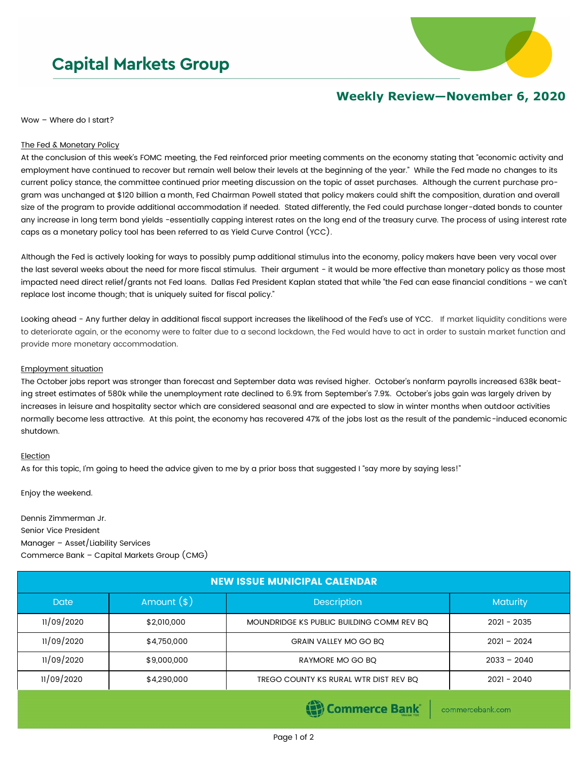# Capital Markets Group

## Weekly Review—November 6, 2020

Wow – Where do I start?

The Fed & Monetary Policy

At the conclusion of this week's FOMC meeting, the Fed reinforced prior meeting comments on the economy stating that "economic activity and employment have continued to recover but remain well below their levels at the beginning of the year." While the Fed made no changes to its current policy stance, the committee continued prior meeting discussion on the topic of asset purchases. Although the current purchase program was unchanged at $120 billion a month, Fed Chairman Powell stated that policy makers could shift the composition, duration and overall size of the program to provide additional accommodation if needed. Stated differently, the Fed could purchase longer-dated bonds to counter any increase in long term bond yields -essentially capping interest rates on the long end of the treasury curve. The process of using interest rate caps as a monetary policy tool has been referred to as Yield Curve Control (YCC).

Although the Fed is actively looking for ways to possibly pump additional stimulus into the economy, policy makers have been very vocal over the last several weeks about the need for more fiscal stimulus. Their argument - it would be more effective than monetary policy as those most impacted need direct relief/grants not Fed loans. Dallas Fed President Kaplan stated that while "the Fed can ease financial conditions - we can't replace lost income though; that is uniquely suited for fiscal policy."

Looking ahead - Any further delay in additional fiscal support increases the likelihood of the Fed's use of YCC. If market liquidity conditions were to deteriorate again, or the economy were to falter due to a second lockdown, the Fed would have to act in order to sustain market function and provide more monetary accommodation.

Employment situation

The October jobs report was stronger than forecast and September data was revised higher. October's nonfarm payrolls increased 638k beating street estimates of 580k while the unemployment rate declined to 6.9% from September's 7.9%. October's jobs gain was largely driven by increases in leisure and hospitality sector which are considered seasonal and are expected to slow in winter months when outdoor activities normally become less attractive. At this point, the economy has recovered 47% of the jobs lost as the result of the pandemic-induced economic shutdown.

Election

As for this topic, I'm going to heed the advice given to me by a prior boss that suggested I "say more by saying less!"

Enjoy the weekend.

Dennis Zimmerman Jr.
Senior Vice President
Manager – Asset/Liability Services
Commerce Bank – Capital Markets Group (CMG)

| NEW ISSUE MUNICIPAL CALENDAR | | | |
|---|---|---|---|
| Date | Amount ($) | Description | Maturity |
| 11/09/2020 | $2,010,000 | MOUNDRIDGE KS PUBLIC BUILDING COMM REV BQ | 2021 - 2035 |
| 11/09/2020 | $4,750,000 | GRAIN VALLEY MO GO BQ | 2021 – 2024 |
| 11/09/2020 | $9,000,000 | RAYMORE MO GO BQ | 2033 – 2040 |
| 11/09/2020 | $4,290,000 | TREGO COUNTY KS RURAL WTR DIST REV BQ | 2021 - 2040 |

Commerce Bank | commercebank.com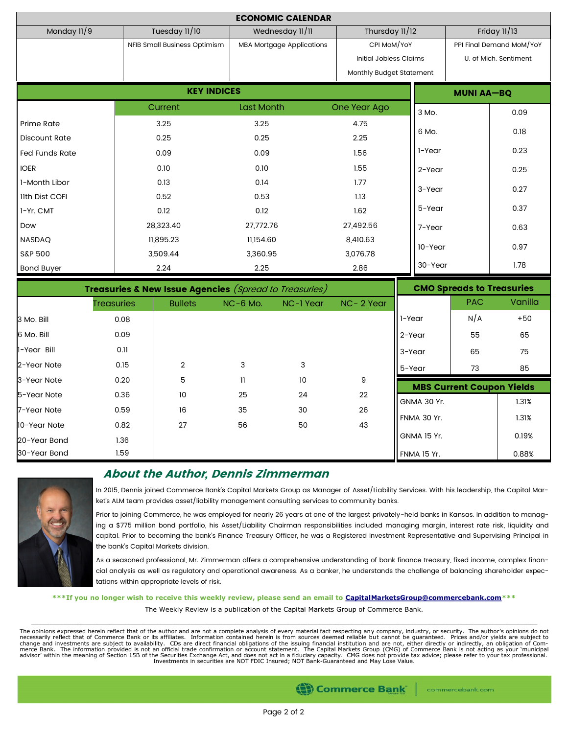## ECONOMIC CALENDAR

| Monday 11/9 | Tuesday 11/10 | Wednesday 11/11 | Thursday 11/12 | Friday 11/13 |
|---|---|---|---|---|
| | NFIB Small Business Optimism | MBA Mortgage Applications | CPI MoM/YoY | PPI Final Demand MoM/YoY |
| | | | Initial Jobless Claims | U. of Mich. Sentiment |
| | | | Monthly Budget Statement | |

## KEY INDICES

| | Current | Last Month | One Year Ago |
|---|---|---|---|
| Prime Rate | 3.25 | 3.25 | 4.75 |
| Discount Rate | 0.25 | 0.25 | 2.25 |
| Fed Funds Rate | 0.09 | 0.09 | 1.56 |
| IOER | 0.10 | 0.10 | 1.55 |
| 1-Month Libor | 0.13 | 0.14 | 1.77 |
| 11th Dist COFI | 0.52 | 0.53 | 1.13 |
| 1-Yr. CMT | 0.12 | 0.12 | 1.62 |
| Dow | 28,323.40 | 27,772.76 | 27,492.56 |
| NASDAQ | 11,895.23 | 11,154.60 | 8,410.63 |
| S&P 500 | 3,509.44 | 3,360.95 | 3,076.78 |
| Bond Buyer | 2.24 | 2.25 | 2.86 |

## MUNI AA—BQ

| | |
|---|---|
| 3 Mo. | 0.09 |
| 6 Mo. | 0.18 |
| 1-Year | 0.23 |
| 2-Year | 0.25 |
| 3-Year | 0.27 |
| 5-Year | 0.37 |
| 7-Year | 0.63 |
| 10-Year | 0.97 |
| 30-Year | 1.78 |

## Treasuries & New Issue Agencies *(Spread to Treasuries)*

| | Treasuries | Bullets | NC-6 Mo. | NC-1 Year | NC- 2 Year |
|---|---|---|---|---|---|
| 3 Mo. Bill | 0.08 | | | | |
| 6 Mo. Bill | 0.09 | | | | |
| 1-Year Bill | 0.11 | | | | |
| 2-Year Note | 0.15 | 2 | 3 | 3 | |
| 3-Year Note | 0.20 | 5 | 11 | 10 | 9 |
| 5-Year Note | 0.36 | 10 | 25 | 24 | 22 |
| 7-Year Note | 0.59 | 16 | 35 | 30 | 26 |
| 10-Year Note | 0.82 | 27 | 56 | 50 | 43 |
| 20-Year Bond | 1.36 | | | | |
| 30-Year Bond | 1.59 | | | | |

## CMO Spreads to Treasuries

| | PAC | Vanilla |
|---|---|---|
| 1-Year | N/A | +50 |
| 2-Year | 55 | 65 |
| 3-Year | 65 | 75 |
| 5-Year | 73 | 85 |

## MBS Current Coupon Yields

| | |
|---|---|
| GNMA 30 Yr. | 1.31% |
| FNMA 30 Yr. | 1.31% |
| GNMA 15 Yr. | 0.19% |
| FNMA 15 Yr. | 0.88% |

## *About the Author, Dennis Zimmerman*

In 2015, Dennis joined Commerce Bank's Capital Markets Group as Manager of Asset/Liability Services. With his leadership, the Capital Market's ALM team provides asset/liability management consulting services to community banks.

Prior to joining Commerce, he was employed for nearly 26 years at one of the largest privately-held banks in Kansas. In addition to managing a $775 million bond portfolio, his Asset/Liability Chairman responsibilities included managing margin, interest rate risk, liquidity and capital. Prior to becoming the bank's Finance Treasury Officer, he was a Registered Investment Representative and Supervising Principal in the bank's Capital Markets division.

As a seasoned professional, Mr. Zimmerman offers a comprehensive understanding of bank finance treasury, fixed income, complex financial analysis as well as regulatory and operational awareness. As a banker, he understands the challenge of balancing shareholder expectations within appropriate levels of risk.

**\*\*\*If you no longer wish to receive this weekly review, please send an email to CapitalMarketsGroup@commercebank.com\*\*\***

The Weekly Review is a publication of the Capital Markets Group of Commerce Bank.

The opinions expressed herein reflect that of the author and are not a complete analysis of every material fact respecting any company, industry, or security. The author's opinions do not necessarily reflect that of Commerce Bank or its affiliates. Information contained herein is from sources deemed reliable but cannot be guaranteed. Prices and/or yields are subject to change and investments are subject to availability. CDs are direct financial obligations of the issuing financial institution and are not, either directly or indirectly, an obligation of Commerce Bank. The information provided is not an official trade confirmation or account statement. The Capital Markets Group (CMG) of Commerce Bank is not acting as your 'municipal advisor' within the meaning of Section 15B of the Securities Exchange Act, and does not act in a fiduciary capacity. CMG does not provide tax advice; please refer to your tax professional. Investments in securities are NOT FDIC Insured; NOT Bank-Guaranteed and May Lose Value.

Commerce Bank | commercebank.com